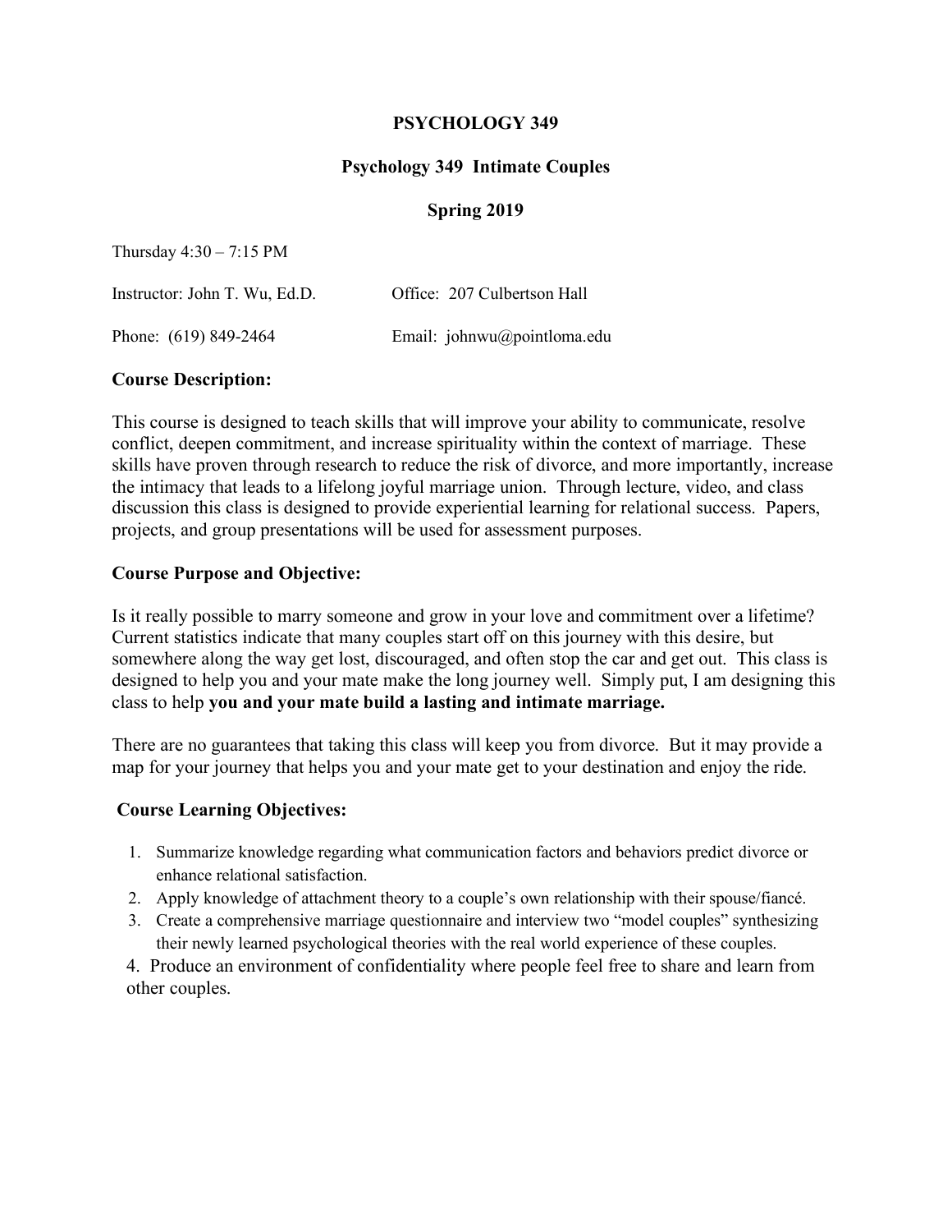# PSYCHOLOGY 349

## Psychology 349 Intimate Couples

## Spring 2019

Thursday 4:30 – 7:15 PM

Instructor: John T. Wu, Ed.D. Office: 207 Culbertson Hall

Phone: (619) 849-2464 Email: johnwu@pointloma.edu

### Course Description:

This course is designed to teach skills that will improve your ability to communicate, resolve conflict, deepen commitment, and increase spirituality within the context of marriage. These skills have proven through research to reduce the risk of divorce, and more importantly, increase the intimacy that leads to a lifelong joyful marriage union. Through lecture, video, and class discussion this class is designed to provide experiential learning for relational success. Papers, projects, and group presentations will be used for assessment purposes.

### Course Purpose and Objective:

Is it really possible to marry someone and grow in your love and commitment over a lifetime? Current statistics indicate that many couples start off on this journey with this desire, but somewhere along the way get lost, discouraged, and often stop the car and get out. This class is designed to help you and your mate make the long journey well. Simply put, I am designing this class to help **you and your mate build a lasting and intimate marriage.**

There are no guarantees that taking this class will keep you from divorce. But it may provide a map for your journey that helps you and your mate get to your destination and enjoy the ride.

### Course Learning Objectives:

1. Summarize knowledge regarding what communication factors and behaviors predict divorce or enhance relational satisfaction.
2. Apply knowledge of attachment theory to a couple's own relationship with their spouse/fiancé.
3. Create a comprehensive marriage questionnaire and interview two "model couples" synthesizing their newly learned psychological theories with the real world experience of these couples.
4. Produce an environment of confidentiality where people feel free to share and learn from other couples.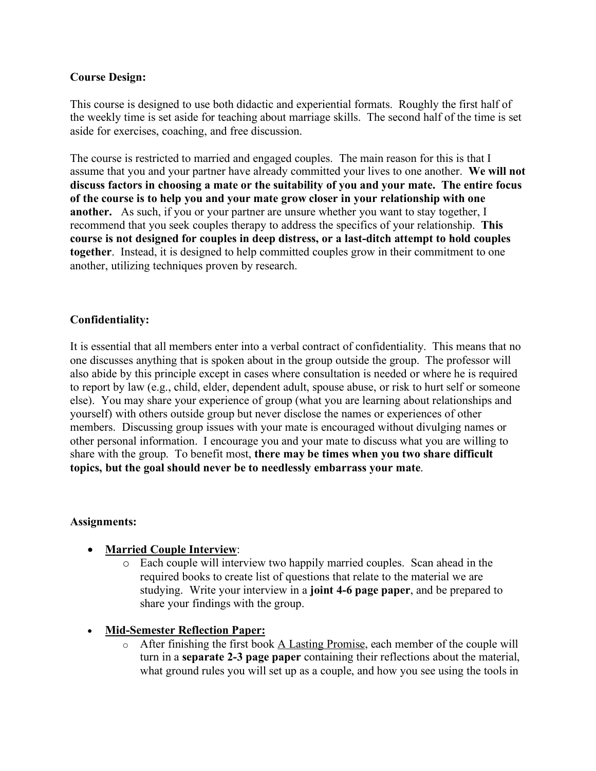**Course Design:**

This course is designed to use both didactic and experiential formats. Roughly the first half of the weekly time is set aside for teaching about marriage skills. The second half of the time is set aside for exercises, coaching, and free discussion.

The course is restricted to married and engaged couples. The main reason for this is that I assume that you and your partner have already committed your lives to one another. **We will not discuss factors in choosing a mate or the suitability of you and your mate. The entire focus of the course is to help you and your mate grow closer in your relationship with one another.** As such, if you or your partner are unsure whether you want to stay together, I recommend that you seek couples therapy to address the specifics of your relationship. **This course is not designed for couples in deep distress, or a last-ditch attempt to hold couples together**. Instead, it is designed to help committed couples grow in their commitment to one another, utilizing techniques proven by research.

**Confidentiality:**

It is essential that all members enter into a verbal contract of confidentiality. This means that no one discusses anything that is spoken about in the group outside the group. The professor will also abide by this principle except in cases where consultation is needed or where he is required to report by law (e.g., child, elder, dependent adult, spouse abuse, or risk to hurt self or someone else). You may share your experience of group (what you are learning about relationships and yourself) with others outside group but never disclose the names or experiences of other members. Discussing group issues with your mate is encouraged without divulging names or other personal information. I encourage you and your mate to discuss what you are willing to share with the group. To benefit most, **there may be times when you two share difficult topics, but the goal should never be to needlessly embarrass your mate**.

**Assignments:**

- **Married Couple Interview**:
  - Each couple will interview two happily married couples. Scan ahead in the required books to create list of questions that relate to the material we are studying. Write your interview in a **joint 4-6 page paper**, and be prepared to share your findings with the group.
- **Mid-Semester Reflection Paper:**
  - After finishing the first book A Lasting Promise, each member of the couple will turn in a **separate 2-3 page paper** containing their reflections about the material, what ground rules you will set up as a couple, and how you see using the tools in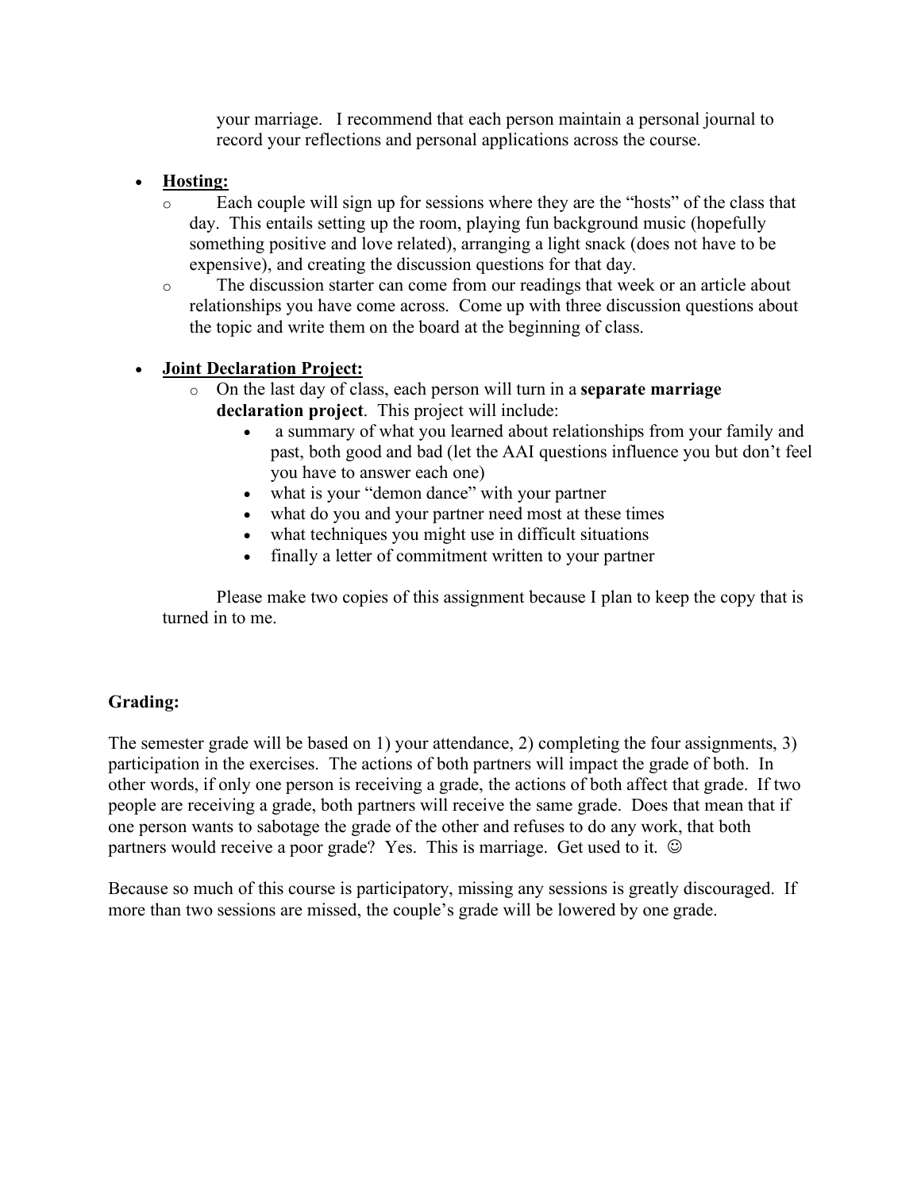your marriage. I recommend that each person maintain a personal journal to record your reflections and personal applications across the course.

- **Hosting:**
  - Each couple will sign up for sessions where they are the "hosts" of the class that day. This entails setting up the room, playing fun background music (hopefully something positive and love related), arranging a light snack (does not have to be expensive), and creating the discussion questions for that day.
  - The discussion starter can come from our readings that week or an article about relationships you have come across. Come up with three discussion questions about the topic and write them on the board at the beginning of class.

- **Joint Declaration Project:**
  - On the last day of class, each person will turn in a **separate marriage declaration project**. This project will include:
    - a summary of what you learned about relationships from your family and past, both good and bad (let the AAI questions influence you but don't feel you have to answer each one)
    - what is your "demon dance" with your partner
    - what do you and your partner need most at these times
    - what techniques you might use in difficult situations
    - finally a letter of commitment written to your partner

  Please make two copies of this assignment because I plan to keep the copy that is turned in to me.

**Grading:**

The semester grade will be based on 1) your attendance, 2) completing the four assignments, 3) participation in the exercises. The actions of both partners will impact the grade of both. In other words, if only one person is receiving a grade, the actions of both affect that grade. If two people are receiving a grade, both partners will receive the same grade. Does that mean that if one person wants to sabotage the grade of the other and refuses to do any work, that both partners would receive a poor grade? Yes. This is marriage. Get used to it. ☺

Because so much of this course is participatory, missing any sessions is greatly discouraged. If more than two sessions are missed, the couple's grade will be lowered by one grade.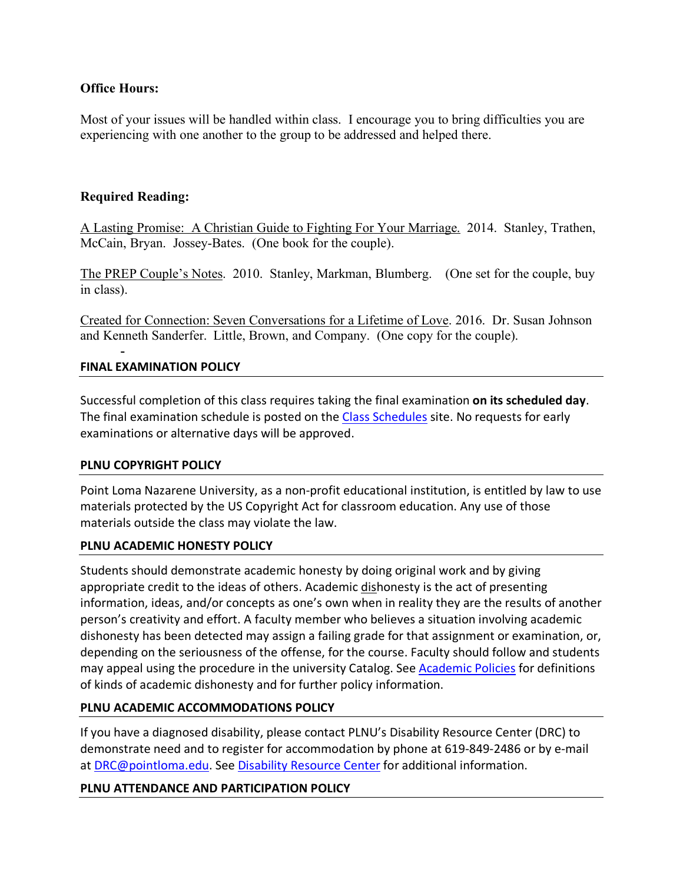**Office Hours:**

Most of your issues will be handled within class. I encourage you to bring difficulties you are experiencing with one another to the group to be addressed and helped there.

**Required Reading:**

A Lasting Promise: A Christian Guide to Fighting For Your Marriage. 2014. Stanley, Trathen, McCain, Bryan. Jossey-Bates. (One book for the couple).

The PREP Couple's Notes. 2010. Stanley, Markman, Blumberg. (One set for the couple, buy in class).

Created for Connection: Seven Conversations for a Lifetime of Love. 2016. Dr. Susan Johnson and Kenneth Sanderfer. Little, Brown, and Company. (One copy for the couple).

-

## FINAL EXAMINATION POLICY

Successful completion of this class requires taking the final examination **on its scheduled day**. The final examination schedule is posted on the Class Schedules site. No requests for early examinations or alternative days will be approved.

## PLNU COPYRIGHT POLICY

Point Loma Nazarene University, as a non-profit educational institution, is entitled by law to use materials protected by the US Copyright Act for classroom education. Any use of those materials outside the class may violate the law.

## PLNU ACADEMIC HONESTY POLICY

Students should demonstrate academic honesty by doing original work and by giving appropriate credit to the ideas of others. Academic dishonesty is the act of presenting information, ideas, and/or concepts as one's own when in reality they are the results of another person's creativity and effort. A faculty member who believes a situation involving academic dishonesty has been detected may assign a failing grade for that assignment or examination, or, depending on the seriousness of the offense, for the course. Faculty should follow and students may appeal using the procedure in the university Catalog. See Academic Policies for definitions of kinds of academic dishonesty and for further policy information.

## PLNU ACADEMIC ACCOMMODATIONS POLICY

If you have a diagnosed disability, please contact PLNU's Disability Resource Center (DRC) to demonstrate need and to register for accommodation by phone at 619-849-2486 or by e-mail at DRC@pointloma.edu. See Disability Resource Center for additional information.

## PLNU ATTENDANCE AND PARTICIPATION POLICY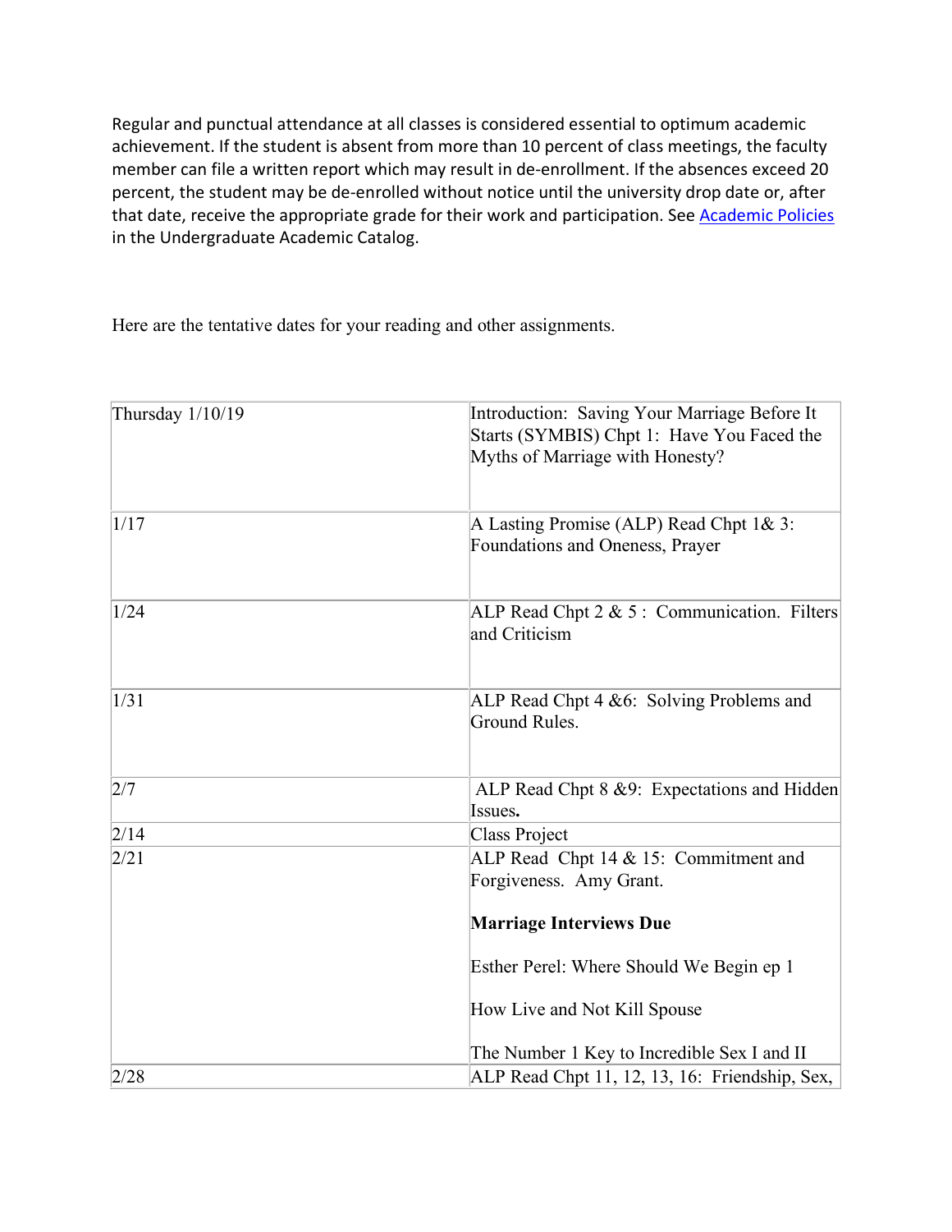Regular and punctual attendance at all classes is considered essential to optimum academic achievement. If the student is absent from more than 10 percent of class meetings, the faculty member can file a written report which may result in de-enrollment. If the absences exceed 20 percent, the student may be de-enrolled without notice until the university drop date or, after that date, receive the appropriate grade for their work and participation. See [Academic Policies](#) in the Undergraduate Academic Catalog.

Here are the tentative dates for your reading and other assignments.

| | |
|---|---|
| Thursday 1/10/19 | Introduction: Saving Your Marriage Before It Starts (SYMBIS) Chpt 1: Have You Faced the Myths of Marriage with Honesty? |
| 1/17 | A Lasting Promise (ALP) Read Chpt 1& 3: Foundations and Oneness, Prayer |
| 1/24 | ALP Read Chpt 2 & 5 : Communication. Filters and Criticism |
| 1/31 | ALP Read Chpt 4 &6: Solving Problems and Ground Rules. |
| 2/7 | ALP Read Chpt 8 &9: Expectations and Hidden Issues**.** |
| 2/14 | Class Project |
| 2/21 | ALP Read Chpt 14 & 15: Commitment and Forgiveness. Amy Grant.<br><br>**Marriage Interviews Due**<br><br>Esther Perel: Where Should We Begin ep 1<br><br>How Live and Not Kill Spouse<br><br>The Number 1 Key to Incredible Sex I and II |
| 2/28 | ALP Read Chpt 11, 12, 13, 16: Friendship, Sex, |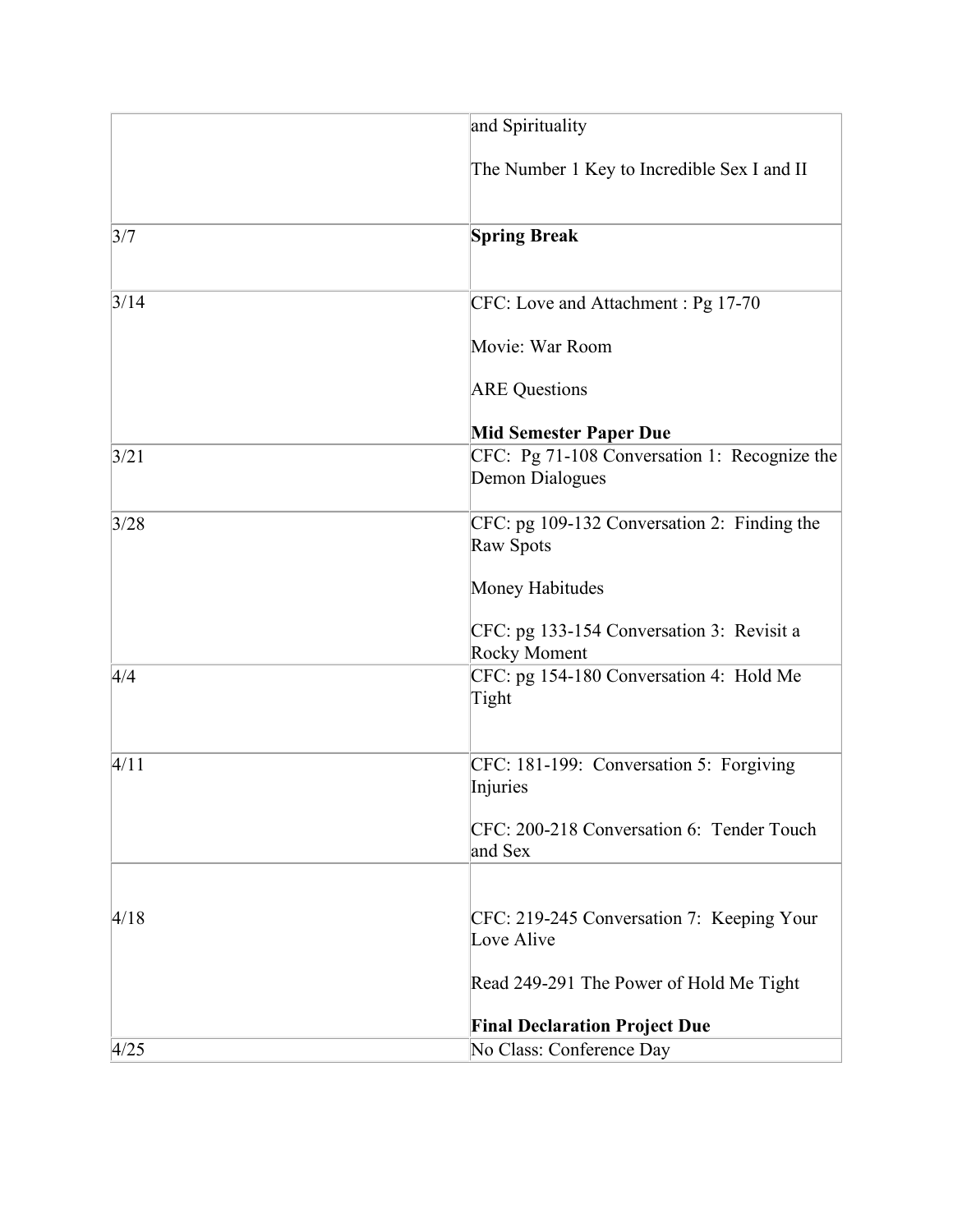| | |
|---|---|
| | and Spirituality<br><br>The Number 1 Key to Incredible Sex I and II |
| 3/7 | **Spring Break** |
| 3/14 | CFC: Love and Attachment : Pg 17-70<br><br>Movie: War Room<br><br>ARE Questions<br><br>**Mid Semester Paper Due** |
| 3/21 | CFC: Pg 71-108 Conversation 1: Recognize the Demon Dialogues |
| 3/28 | CFC: pg 109-132 Conversation 2: Finding the Raw Spots<br><br>Money Habitudes<br><br>CFC: pg 133-154 Conversation 3: Revisit a Rocky Moment |
| 4/4 | CFC: pg 154-180 Conversation 4: Hold Me Tight |
| 4/11 | CFC: 181-199: Conversation 5: Forgiving Injuries<br><br>CFC: 200-218 Conversation 6: Tender Touch and Sex |
| 4/18 | CFC: 219-245 Conversation 7: Keeping Your Love Alive<br><br>Read 249-291 The Power of Hold Me Tight<br><br>**Final Declaration Project Due** |
| 4/25 | No Class: Conference Day |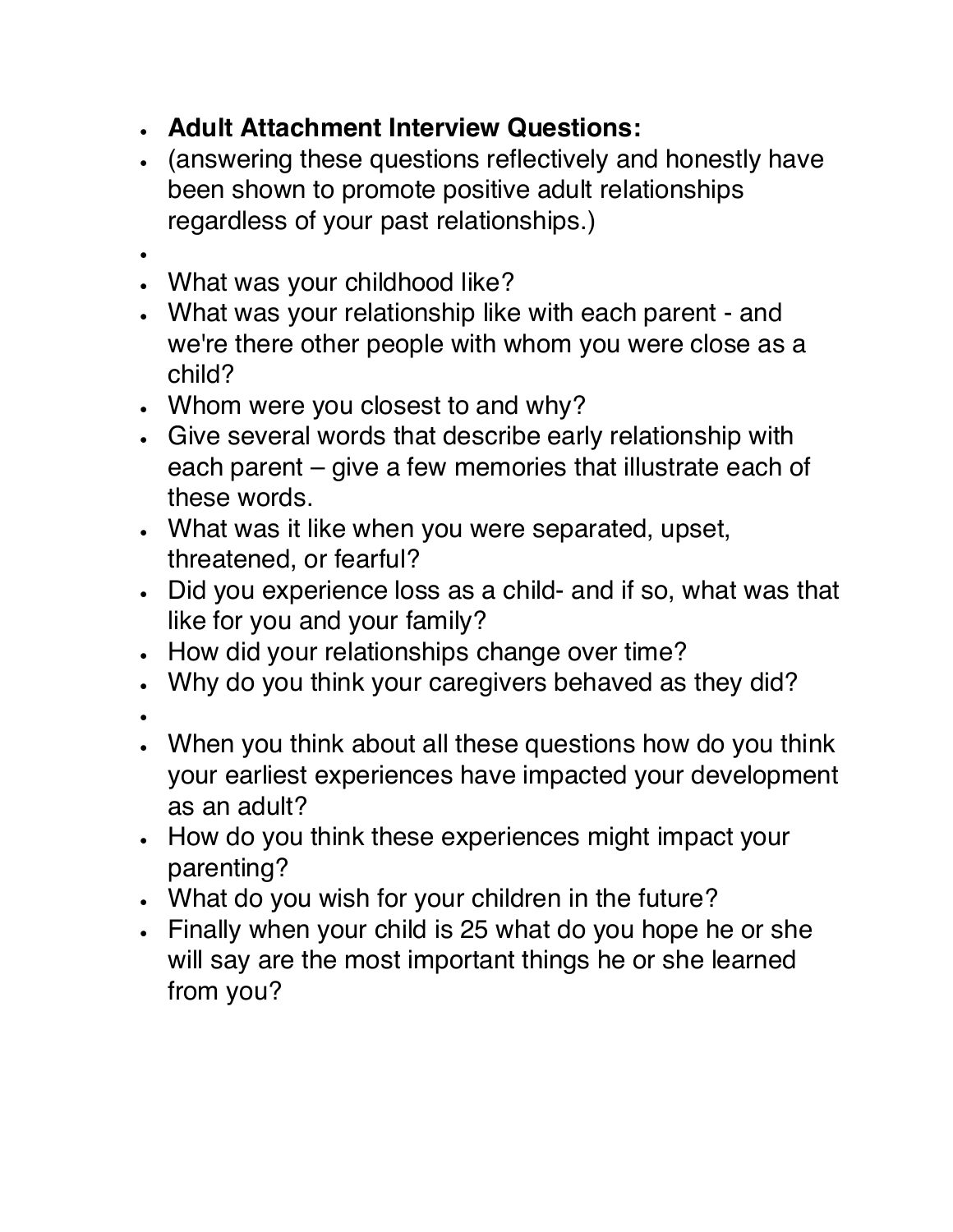- **Adult Attachment Interview Questions:**
- (answering these questions reflectively and honestly have been shown to promote positive adult relationships regardless of your past relationships.)
- 
- What was your childhood like?
- What was your relationship like with each parent - and we're there other people with whom you were close as a child?
- Whom were you closest to and why?
- Give several words that describe early relationship with each parent – give a few memories that illustrate each of these words.
- What was it like when you were separated, upset, threatened, or fearful?
- Did you experience loss as a child- and if so, what was that like for you and your family?
- How did your relationships change over time?
- Why do you think your caregivers behaved as they did?
- 
- When you think about all these questions how do you think your earliest experiences have impacted your development as an adult?
- How do you think these experiences might impact your parenting?
- What do you wish for your children in the future?
- Finally when your child is 25 what do you hope he or she will say are the most important things he or she learned from you?